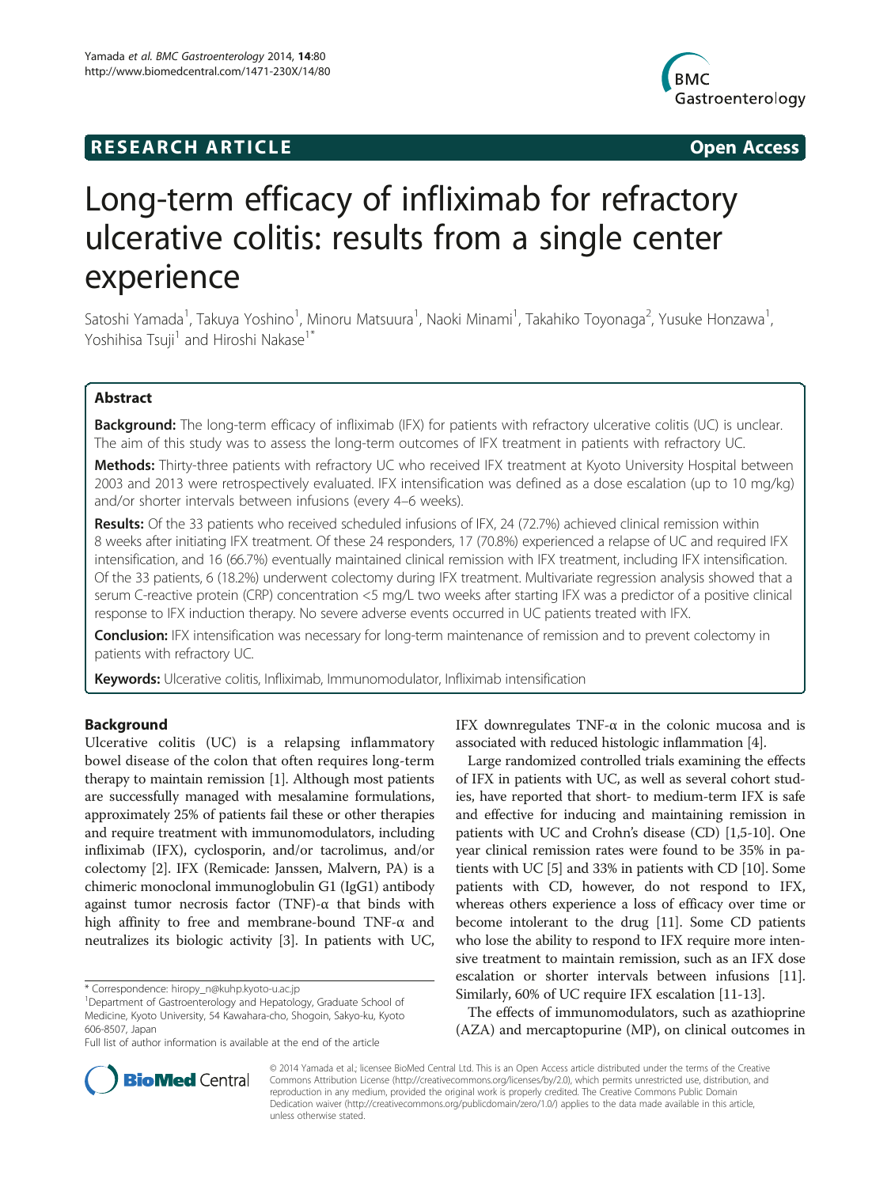**RESEARCH ARTICLE** **Open Access**

# Long-term efficacy of infliximab for refractory ulcerative colitis: results from a single center experience

Satoshi Yamada[1], Takuya Yoshino[1], Minoru Matsuura[1], Naoki Minami[1], Takahiko Toyonaga[2], Yusuke Honzawa[1], Yoshihisa Tsuji[1] and Hiroshi Nakase[1*]

## Abstract

**Background:** The long-term efficacy of infliximab (IFX) for patients with refractory ulcerative colitis (UC) is unclear. The aim of this study was to assess the long-term outcomes of IFX treatment in patients with refractory UC.

**Methods:** Thirty-three patients with refractory UC who received IFX treatment at Kyoto University Hospital between 2003 and 2013 were retrospectively evaluated. IFX intensification was defined as a dose escalation (up to 10 mg/kg) and/or shorter intervals between infusions (every 4–6 weeks).

**Results:** Of the 33 patients who received scheduled infusions of IFX, 24 (72.7%) achieved clinical remission within 8 weeks after initiating IFX treatment. Of these 24 responders, 17 (70.8%) experienced a relapse of UC and required IFX intensification, and 16 (66.7%) eventually maintained clinical remission with IFX treatment, including IFX intensification. Of the 33 patients, 6 (18.2%) underwent colectomy during IFX treatment. Multivariate regression analysis showed that a serum C-reactive protein (CRP) concentration <5 mg/L two weeks after starting IFX was a predictor of a positive clinical response to IFX induction therapy. No severe adverse events occurred in UC patients treated with IFX.

**Conclusion:** IFX intensification was necessary for long-term maintenance of remission and to prevent colectomy in patients with refractory UC.

**Keywords:** Ulcerative colitis, Infliximab, Immunomodulator, Infliximab intensification

## Background

Ulcerative colitis (UC) is a relapsing inflammatory bowel disease of the colon that often requires long-term therapy to maintain remission [1]. Although most patients are successfully managed with mesalamine formulations, approximately 25% of patients fail these or other therapies and require treatment with immunomodulators, including infliximab (IFX), cyclosporin, and/or tacrolimus, and/or colectomy [2]. IFX (Remicade: Janssen, Malvern, PA) is a chimeric monoclonal immunoglobulin G1 (IgG1) antibody against tumor necrosis factor (TNF)-α that binds with high affinity to free and membrane-bound TNF-α and neutralizes its biologic activity [3]. In patients with UC, IFX downregulates TNF-α in the colonic mucosa and is associated with reduced histologic inflammation [4].

Large randomized controlled trials examining the effects of IFX in patients with UC, as well as several cohort studies, have reported that short- to medium-term IFX is safe and effective for inducing and maintaining remission in patients with UC and Crohn's disease (CD) [1,5-10]. One year clinical remission rates were found to be 35% in patients with UC [5] and 33% in patients with CD [10]. Some patients with CD, however, do not respond to IFX, whereas others experience a loss of efficacy over time or become intolerant to the drug [11]. Some CD patients who lose the ability to respond to IFX require more intensive treatment to maintain remission, such as an IFX dose escalation or shorter intervals between infusions [11]. Similarly, 60% of UC require IFX escalation [11-13].

The effects of immunomodulators, such as azathioprine (AZA) and mercaptopurine (MP), on clinical outcomes in

\* Correspondence: hiropy_n@kuhp.kyoto-u.ac.jp
[1]Department of Gastroenterology and Hepatology, Graduate School of Medicine, Kyoto University, 54 Kawahara-cho, Shogoin, Sakyo-ku, Kyoto 606-8507, Japan
Full list of author information is available at the end of the article

© 2014 Yamada et al.; licensee BioMed Central Ltd. This is an Open Access article distributed under the terms of the Creative Commons Attribution License (http://creativecommons.org/licenses/by/2.0), which permits unrestricted use, distribution, and reproduction in any medium, provided the original work is properly credited. The Creative Commons Public Domain Dedication waiver (http://creativecommons.org/publicdomain/zero/1.0/) applies to the data made available in this article, unless otherwise stated.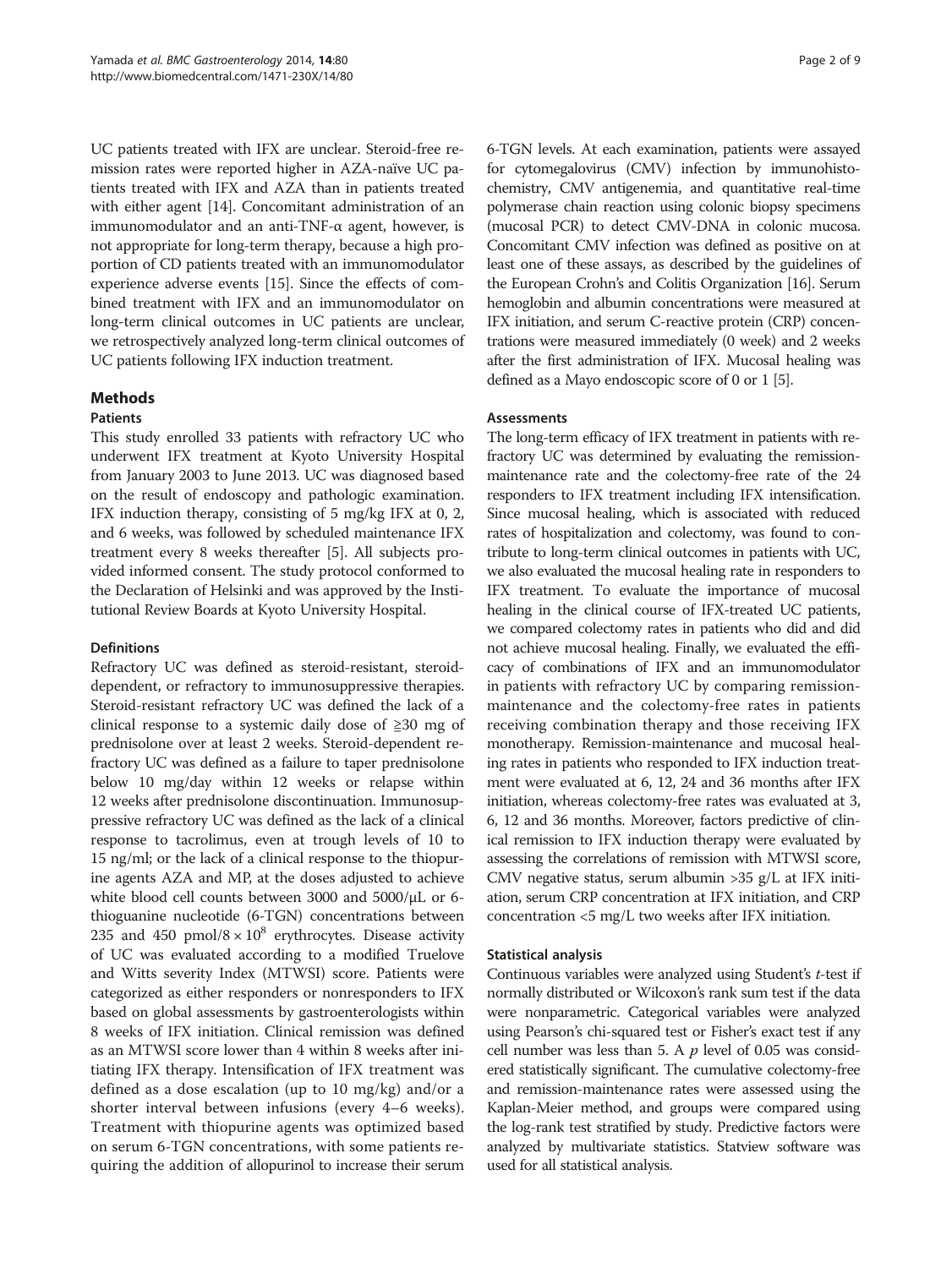UC patients treated with IFX are unclear. Steroid-free remission rates were reported higher in AZA-naïve UC patients treated with IFX and AZA than in patients treated with either agent [14]. Concomitant administration of an immunomodulator and an anti-TNF-α agent, however, is not appropriate for long-term therapy, because a high proportion of CD patients treated with an immunomodulator experience adverse events [15]. Since the effects of combined treatment with IFX and an immunomodulator on long-term clinical outcomes in UC patients are unclear, we retrospectively analyzed long-term clinical outcomes of UC patients following IFX induction treatment.

## Methods

### Patients

This study enrolled 33 patients with refractory UC who underwent IFX treatment at Kyoto University Hospital from January 2003 to June 2013. UC was diagnosed based on the result of endoscopy and pathologic examination. IFX induction therapy, consisting of 5 mg/kg IFX at 0, 2, and 6 weeks, was followed by scheduled maintenance IFX treatment every 8 weeks thereafter [5]. All subjects provided informed consent. The study protocol conformed to the Declaration of Helsinki and was approved by the Institutional Review Boards at Kyoto University Hospital.

### Definitions

Refractory UC was defined as steroid-resistant, steroid-dependent, or refractory to immunosuppressive therapies. Steroid-resistant refractory UC was defined the lack of a clinical response to a systemic daily dose of ≧30 mg of prednisolone over at least 2 weeks. Steroid-dependent refractory UC was defined as a failure to taper prednisolone below 10 mg/day within 12 weeks or relapse within 12 weeks after prednisolone discontinuation. Immunosuppressive refractory UC was defined as the lack of a clinical response to tacrolimus, even at trough levels of 10 to 15 ng/ml; or the lack of a clinical response to the thiopurine agents AZA and MP, at the doses adjusted to achieve white blood cell counts between 3000 and 5000/μL or 6-thioguanine nucleotide (6-TGN) concentrations between 235 and 450 pmol/$8 \times 10^8$ erythrocytes. Disease activity of UC was evaluated according to a modified Truelove and Witts severity Index (MTWSI) score. Patients were categorized as either responders or nonresponders to IFX based on global assessments by gastroenterologists within 8 weeks of IFX initiation. Clinical remission was defined as an MTWSI score lower than 4 within 8 weeks after initiating IFX therapy. Intensification of IFX treatment was defined as a dose escalation (up to 10 mg/kg) and/or a shorter interval between infusions (every 4–6 weeks). Treatment with thiopurine agents was optimized based on serum 6-TGN concentrations, with some patients requiring the addition of allopurinol to increase their serum 6-TGN levels. At each examination, patients were assayed for cytomegalovirus (CMV) infection by immunohistochemistry, CMV antigenemia, and quantitative real-time polymerase chain reaction using colonic biopsy specimens (mucosal PCR) to detect CMV-DNA in colonic mucosa. Concomitant CMV infection was defined as positive on at least one of these assays, as described by the guidelines of the European Crohn's and Colitis Organization [16]. Serum hemoglobin and albumin concentrations were measured at IFX initiation, and serum C-reactive protein (CRP) concentrations were measured immediately (0 week) and 2 weeks after the first administration of IFX. Mucosal healing was defined as a Mayo endoscopic score of 0 or 1 [5].

### Assessments

The long-term efficacy of IFX treatment in patients with refractory UC was determined by evaluating the remission-maintenance rate and the colectomy-free rate of the 24 responders to IFX treatment including IFX intensification. Since mucosal healing, which is associated with reduced rates of hospitalization and colectomy, was found to contribute to long-term clinical outcomes in patients with UC, we also evaluated the mucosal healing rate in responders to IFX treatment. To evaluate the importance of mucosal healing in the clinical course of IFX-treated UC patients, we compared colectomy rates in patients who did and did not achieve mucosal healing. Finally, we evaluated the efficacy of combinations of IFX and an immunomodulator in patients with refractory UC by comparing remission-maintenance and the colectomy-free rates in patients receiving combination therapy and those receiving IFX monotherapy. Remission-maintenance and mucosal healing rates in patients who responded to IFX induction treatment were evaluated at 6, 12, 24 and 36 months after IFX initiation, whereas colectomy-free rates was evaluated at 3, 6, 12 and 36 months. Moreover, factors predictive of clinical remission to IFX induction therapy were evaluated by assessing the correlations of remission with MTWSI score, CMV negative status, serum albumin >35 g/L at IFX initiation, serum CRP concentration at IFX initiation, and CRP concentration <5 mg/L two weeks after IFX initiation.

### Statistical analysis

Continuous variables were analyzed using Student's *t*-test if normally distributed or Wilcoxon's rank sum test if the data were nonparametric. Categorical variables were analyzed using Pearson's chi-squared test or Fisher's exact test if any cell number was less than 5. A $p$ level of 0.05 was considered statistically significant. The cumulative colectomy-free and remission-maintenance rates were assessed using the Kaplan-Meier method, and groups were compared using the log-rank test stratified by study. Predictive factors were analyzed by multivariate statistics. Statview software was used for all statistical analysis.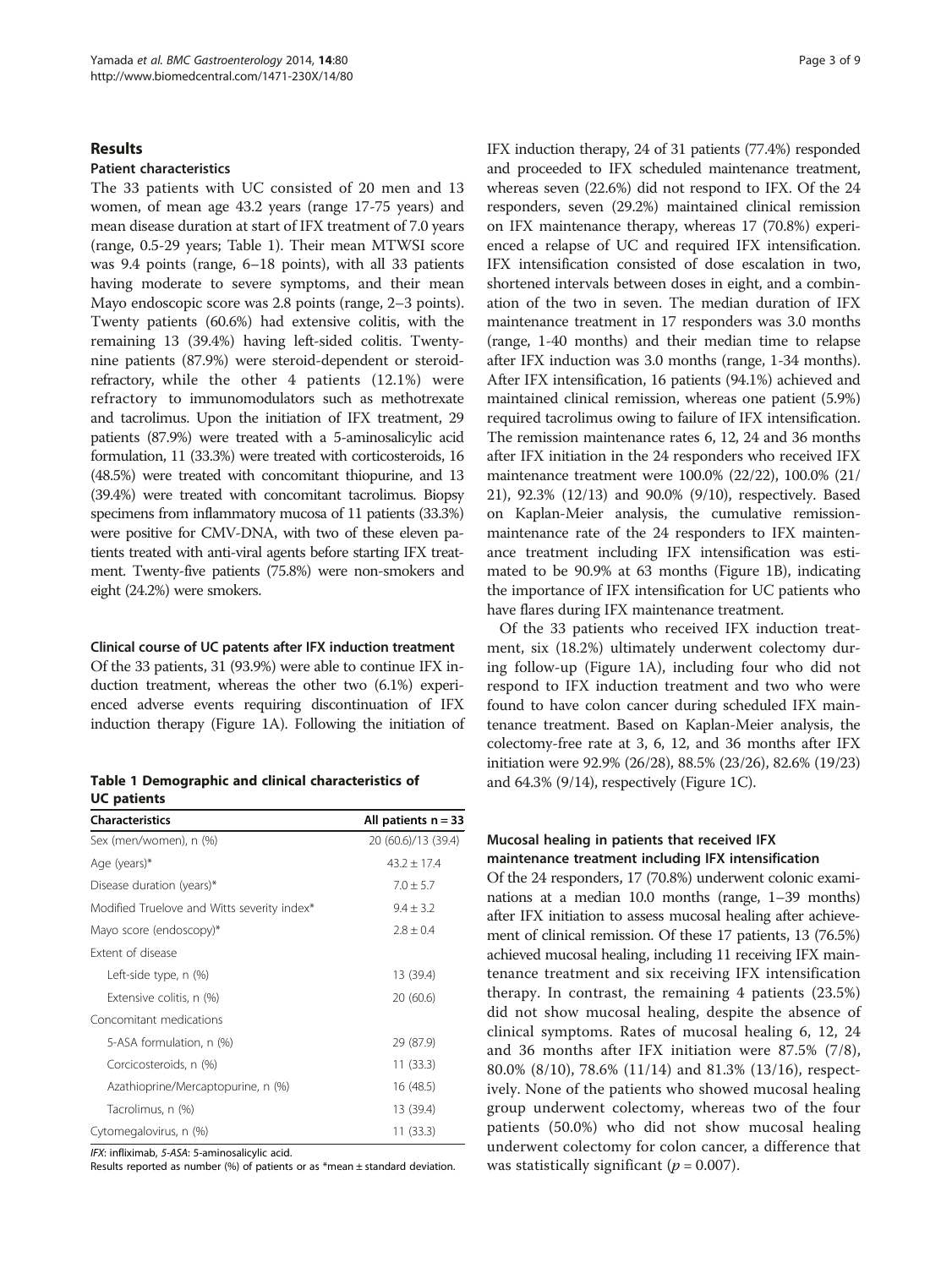## Results

### Patient characteristics

The 33 patients with UC consisted of 20 men and 13 women, of mean age 43.2 years (range 17-75 years) and mean disease duration at start of IFX treatment of 7.0 years (range, 0.5-29 years; Table 1). Their mean MTWSI score was 9.4 points (range, 6–18 points), with all 33 patients having moderate to severe symptoms, and their mean Mayo endoscopic score was 2.8 points (range, 2–3 points). Twenty patients (60.6%) had extensive colitis, with the remaining 13 (39.4%) having left-sided colitis. Twenty-nine patients (87.9%) were steroid-dependent or steroid-refractory, while the other 4 patients (12.1%) were refractory to immunomodulators such as methotrexate and tacrolimus. Upon the initiation of IFX treatment, 29 patients (87.9%) were treated with a 5-aminosalicylic acid formulation, 11 (33.3%) were treated with corticosteroids, 16 (48.5%) were treated with concomitant thiopurine, and 13 (39.4%) were treated with concomitant tacrolimus. Biopsy specimens from inflammatory mucosa of 11 patients (33.3%) were positive for CMV-DNA, with two of these eleven patients treated with anti-viral agents before starting IFX treatment. Twenty-five patients (75.8%) were non-smokers and eight (24.2%) were smokers.

### Clinical course of UC patents after IFX induction treatment

Of the 33 patients, 31 (93.9%) were able to continue IFX induction treatment, whereas the other two (6.1%) experienced adverse events requiring discontinuation of IFX induction therapy (Figure 1A). Following the initiation of IFX induction therapy, 24 of 31 patients (77.4%) responded and proceeded to IFX scheduled maintenance treatment, whereas seven (22.6%) did not respond to IFX. Of the 24 responders, seven (29.2%) maintained clinical remission on IFX maintenance therapy, whereas 17 (70.8%) experienced a relapse of UC and required IFX intensification. IFX intensification consisted of dose escalation in two, shortened intervals between doses in eight, and a combination of the two in seven. The median duration of IFX maintenance treatment in 17 responders was 3.0 months (range, 1-40 months) and their median time to relapse after IFX induction was 3.0 months (range, 1-34 months). After IFX intensification, 16 patients (94.1%) achieved and maintained clinical remission, whereas one patient (5.9%) required tacrolimus owing to failure of IFX intensification. The remission maintenance rates 6, 12, 24 and 36 months after IFX initiation in the 24 responders who received IFX maintenance treatment were 100.0% (22/22), 100.0% (21/21), 92.3% (12/13) and 90.0% (9/10), respectively. Based on Kaplan-Meier analysis, the cumulative remission-maintenance rate of the 24 responders to IFX maintenance treatment including IFX intensification was estimated to be 90.9% at 63 months (Figure 1B), indicating the importance of IFX intensification for UC patients who have flares during IFX maintenance treatment.

Of the 33 patients who received IFX induction treatment, six (18.2%) ultimately underwent colectomy during follow-up (Figure 1A), including four who did not respond to IFX induction treatment and two who were found to have colon cancer during scheduled IFX maintenance treatment. Based on Kaplan-Meier analysis, the colectomy-free rate at 3, 6, 12, and 36 months after IFX initiation were 92.9% (26/28), 88.5% (23/26), 82.6% (19/23) and 64.3% (9/14), respectively (Figure 1C).

**Table 1 Demographic and clinical characteristics of UC patients**

| Characteristics | All patients n = 33 |
|---|---|
| Sex (men/women), n (%) | 20 (60.6)/13 (39.4) |
| Age (years)* | 43.2 ± 17.4 |
| Disease duration (years)* | 7.0 ± 5.7 |
| Modified Truelove and Witts severity index* | 9.4 ± 3.2 |
| Mayo score (endoscopy)* | 2.8 ± 0.4 |
| Extent of disease | |
| Left-side type, n (%) | 13 (39.4) |
| Extensive colitis, n (%) | 20 (60.6) |
| Concomitant medications | |
| 5-ASA formulation, n (%) | 29 (87.9) |
| Corcicosteroids, n (%) | 11 (33.3) |
| Azathioprine/Mercaptopurine, n (%) | 16 (48.5) |
| Tacrolimus, n (%) | 13 (39.4) |
| Cytomegalovirus, n (%) | 11 (33.3) |

*IFX*: infliximab, *5-ASA*: 5-aminosalicylic acid.
Results reported as number (%) of patients or as *mean ± standard deviation.

### Mucosal healing in patients that received IFX maintenance treatment including IFX intensification

Of the 24 responders, 17 (70.8%) underwent colonic examinations at a median 10.0 months (range, 1–39 months) after IFX initiation to assess mucosal healing after achievement of clinical remission. Of these 17 patients, 13 (76.5%) achieved mucosal healing, including 11 receiving IFX maintenance treatment and six receiving IFX intensification therapy. In contrast, the remaining 4 patients (23.5%) did not show mucosal healing, despite the absence of clinical symptoms. Rates of mucosal healing 6, 12, 24 and 36 months after IFX initiation were 87.5% (7/8), 80.0% (8/10), 78.6% (11/14) and 81.3% (13/16), respectively. None of the patients who showed mucosal healing group underwent colectomy, whereas two of the four patients (50.0%) who did not show mucosal healing underwent colectomy for colon cancer, a difference that was statistically significant ($p = 0.007$).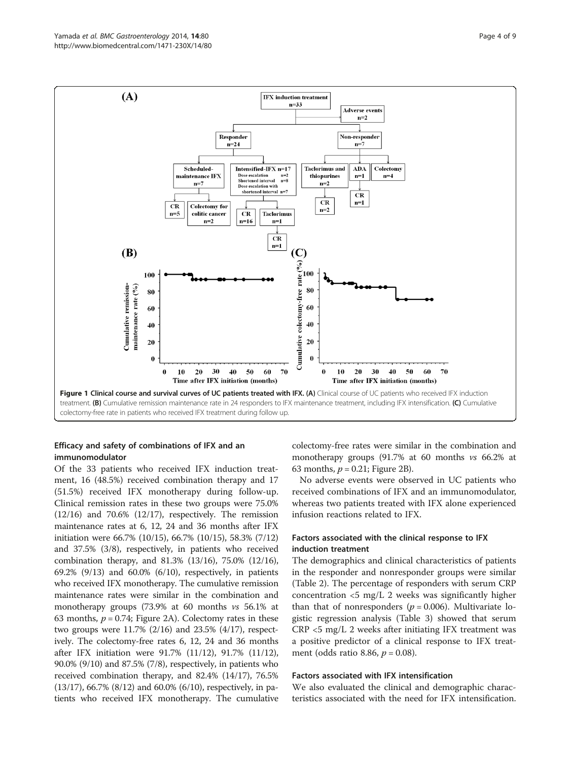Figure 1 Clinical course and survival curves of UC patients treated with IFX. (A) Clinical course of UC patients who received IFX induction treatment. (B) Cumulative remission maintenance rate in 24 responders to IFX maintenance treatment, including IFX intensification. (C) Cumulative colectomy-free rate in patients who received IFX treatment during follow up.

### Efficacy and safety of combinations of IFX and an immunomodulator

Of the 33 patients who received IFX induction treatment, 16 (48.5%) received combination therapy and 17 (51.5%) received IFX monotherapy during follow-up. Clinical remission rates in these two groups were 75.0% (12/16) and 70.6% (12/17), respectively. The remission maintenance rates at 6, 12, 24 and 36 months after IFX initiation were 66.7% (10/15), 66.7% (10/15), 58.3% (7/12) and 37.5% (3/8), respectively, in patients who received combination therapy, and 81.3% (13/16), 75.0% (12/16), 69.2% (9/13) and 60.0% (6/10), respectively, in patients who received IFX monotherapy. The cumulative remission maintenance rates were similar in the combination and monotherapy groups (73.9% at 60 months *vs* 56.1% at 63 months, $p = 0.74$; Figure 2A). Colectomy rates in these two groups were 11.7% (2/16) and 23.5% (4/17), respectively. The colectomy-free rates 6, 12, 24 and 36 months after IFX initiation were 91.7% (11/12), 91.7% (11/12), 90.0% (9/10) and 87.5% (7/8), respectively, in patients who received combination therapy, and 82.4% (14/17), 76.5% (13/17), 66.7% (8/12) and 60.0% (6/10), respectively, in patients who received IFX monotherapy. The cumulative colectomy-free rates were similar in the combination and monotherapy groups (91.7% at 60 months *vs* 66.2% at 63 months, $p = 0.21$; Figure 2B).

No adverse events were observed in UC patients who received combinations of IFX and an immunomodulator, whereas two patients treated with IFX alone experienced infusion reactions related to IFX.

### Factors associated with the clinical response to IFX induction treatment

The demographics and clinical characteristics of patients in the responder and nonresponder groups were similar (Table 2). The percentage of responders with serum CRP concentration <5 mg/L 2 weeks was significantly higher than that of nonresponders ($p = 0.006$). Multivariate logistic regression analysis (Table 3) showed that serum CRP <5 mg/L 2 weeks after initiating IFX treatment was a positive predictor of a clinical response to IFX treatment (odds ratio 8.86, $p = 0.08$).

### Factors associated with IFX intensification

We also evaluated the clinical and demographic characteristics associated with the need for IFX intensification.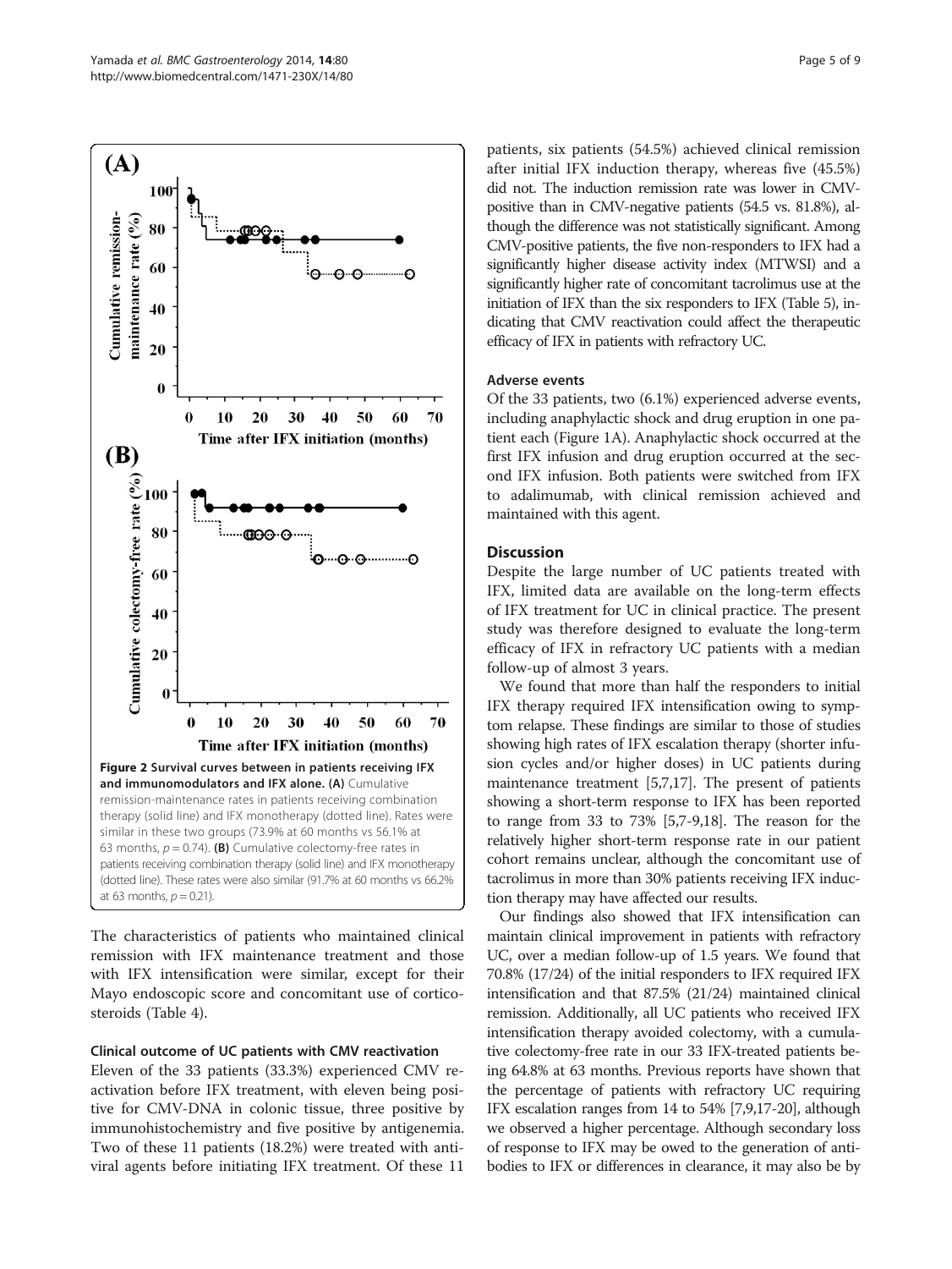Figure 2 Survival curves between in patients receiving IFX and immunomodulators and IFX alone. (A) Cumulative remission-maintenance rates in patients receiving combination therapy (solid line) and IFX monotherapy (dotted line). Rates were similar in these two groups (73.9% at 60 months vs 56.1% at 63 months, $p = 0.74$). (B) Cumulative colectomy-free rates in patients receiving combination therapy (solid line) and IFX monotherapy (dotted line). These rates were also similar (91.7% at 60 months vs 66.2% at 63 months, $p = 0.21$).

The characteristics of patients who maintained clinical remission with IFX maintenance treatment and those with IFX intensification were similar, except for their Mayo endoscopic score and concomitant use of corticosteroids (Table 4).

### Clinical outcome of UC patients with CMV reactivation

Eleven of the 33 patients (33.3%) experienced CMV reactivation before IFX treatment, with eleven being positive for CMV-DNA in colonic tissue, three positive by immunohistochemistry and five positive by antigenemia. Two of these 11 patients (18.2%) were treated with antiviral agents before initiating IFX treatment. Of these 11 patients, six patients (54.5%) achieved clinical remission after initial IFX induction therapy, whereas five (45.5%) did not. The induction remission rate was lower in CMV-positive than in CMV-negative patients (54.5 vs. 81.8%), although the difference was not statistically significant. Among CMV-positive patients, the five non-responders to IFX had a significantly higher disease activity index (MTWSI) and a significantly higher rate of concomitant tacrolimus use at the initiation of IFX than the six responders to IFX (Table 5), indicating that CMV reactivation could affect the therapeutic efficacy of IFX in patients with refractory UC.

### Adverse events

Of the 33 patients, two (6.1%) experienced adverse events, including anaphylactic shock and drug eruption in one patient each (Figure 1A). Anaphylactic shock occurred at the first IFX infusion and drug eruption occurred at the second IFX infusion. Both patients were switched from IFX to adalimumab, with clinical remission achieved and maintained with this agent.

## Discussion

Despite the large number of UC patients treated with IFX, limited data are available on the long-term effects of IFX treatment for UC in clinical practice. The present study was therefore designed to evaluate the long-term efficacy of IFX in refractory UC patients with a median follow-up of almost 3 years.

We found that more than half the responders to initial IFX therapy required IFX intensification owing to symptom relapse. These findings are similar to those of studies showing high rates of IFX escalation therapy (shorter infusion cycles and/or higher doses) in UC patients during maintenance treatment [5,7,17]. The present of patients showing a short-term response to IFX has been reported to range from 33 to 73% [5,7-9,18]. The reason for the relatively higher short-term response rate in our patient cohort remains unclear, although the concomitant use of tacrolimus in more than 30% patients receiving IFX induction therapy may have affected our results.

Our findings also showed that IFX intensification can maintain clinical improvement in patients with refractory UC, over a median follow-up of 1.5 years. We found that 70.8% (17/24) of the initial responders to IFX required IFX intensification and that 87.5% (21/24) maintained clinical remission. Additionally, all UC patients who received IFX intensification therapy avoided colectomy, with a cumulative colectomy-free rate in our 33 IFX-treated patients being 64.8% at 63 months. Previous reports have shown that the percentage of patients with refractory UC requiring IFX escalation ranges from 14 to 54% [7,9,17-20], although we observed a higher percentage. Although secondary loss of response to IFX may be owed to the generation of antibodies to IFX or differences in clearance, it may also be by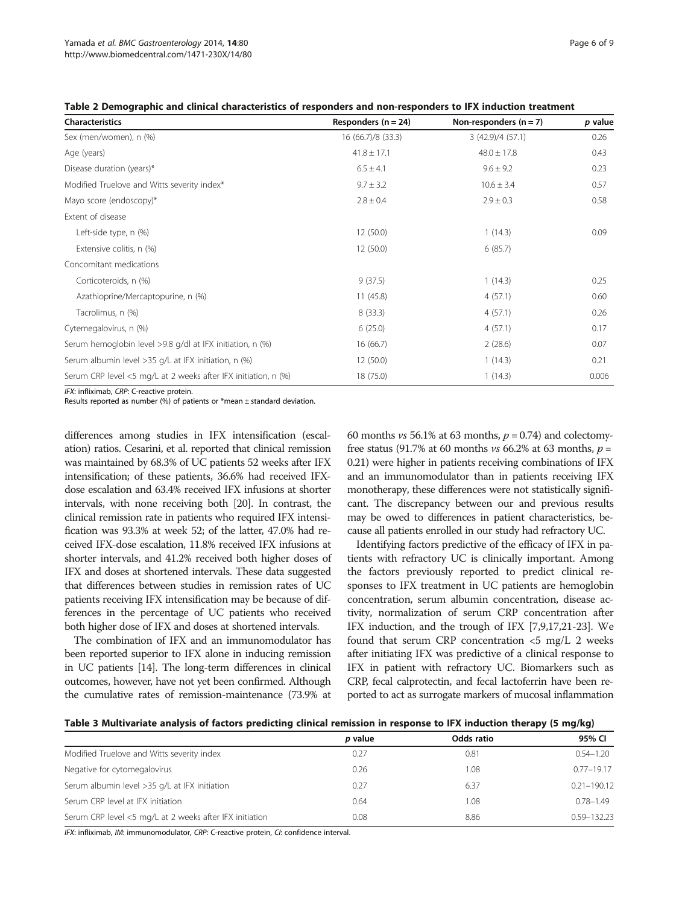**Table 2 Demographic and clinical characteristics of responders and non-responders to IFX induction treatment**

| Characteristics | Responders (n = 24) | Non-responders (n = 7) | *p* value |
|---|---|---|---|
| Sex (men/women), n (%) | 16 (66.7)/8 (33.3) | 3 (42.9)/4 (57.1) | 0.26 |
| Age (years) | 41.8 ± 17.1 | 48.0 ± 17.8 | 0.43 |
| Disease duration (years)* | 6.5 ± 4.1 | 9.6 ± 9.2 | 0.23 |
| Modified Truelove and Witts severity index* | 9.7 ± 3.2 | 10.6 ± 3.4 | 0.57 |
| Mayo score (endoscopy)* | 2.8 ± 0.4 | 2.9 ± 0.3 | 0.58 |
| Extent of disease | | | |
| Left-side type, n (%) | 12 (50.0) | 1 (14.3) | 0.09 |
| Extensive colitis, n (%) | 12 (50.0) | 6 (85.7) | |
| Concomitant medications | | | |
| Corticoteroids, n (%) | 9 (37.5) | 1 (14.3) | 0.25 |
| Azathioprine/Mercaptopurine, n (%) | 11 (45.8) | 4 (57.1) | 0.60 |
| Tacrolimus, n (%) | 8 (33.3) | 4 (57.1) | 0.26 |
| Cytemegalovirus, n (%) | 6 (25.0) | 4 (57.1) | 0.17 |
| Serum hemoglobin level >9.8 g/dl at IFX initiation, n (%) | 16 (66.7) | 2 (28.6) | 0.07 |
| Serum albumin level >35 g/L at IFX initiation, n (%) | 12 (50.0) | 1 (14.3) | 0.21 |
| Serum CRP level <5 mg/L at 2 weeks after IFX initiation, n (%) | 18 (75.0) | 1 (14.3) | 0.006 |

*IFX*: infliximab, *CRP*: C-reactive protein.
Results reported as number (%) of patients or *mean ± standard deviation.

differences among studies in IFX intensification (escalation) ratios. Cesarini, et al. reported that clinical remission was maintained by 68.3% of UC patients 52 weeks after IFX intensification; of these patients, 36.6% had received IFX-dose escalation and 63.4% received IFX infusions at shorter intervals, with none receiving both [20]. In contrast, the clinical remission rate in patients who required IFX intensification was 93.3% at week 52; of the latter, 47.0% had received IFX-dose escalation, 11.8% received IFX infusions at shorter intervals, and 41.2% received both higher doses of IFX and doses at shortened intervals. These data suggested that differences between studies in remission rates of UC patients receiving IFX intensification may be because of differences in the percentage of UC patients who received both higher dose of IFX and doses at shortened intervals.

The combination of IFX and an immunomodulator has been reported superior to IFX alone in inducing remission in UC patients [14]. The long-term differences in clinical outcomes, however, have not yet been confirmed. Although the cumulative rates of remission-maintenance (73.9% at 60 months *vs* 56.1% at 63 months, $p = 0.74$) and colectomy-free status (91.7% at 60 months *vs* 66.2% at 63 months, $p = 0.21$) were higher in patients receiving combinations of IFX and an immunomodulator than in patients receiving IFX monotherapy, these differences were not statistically significant. The discrepancy between our and previous results may be owed to differences in patient characteristics, because all patients enrolled in our study had refractory UC.

Identifying factors predictive of the efficacy of IFX in patients with refractory UC is clinically important. Among the factors previously reported to predict clinical responses to IFX treatment in UC patients are hemoglobin concentration, serum albumin concentration, disease activity, normalization of serum CRP concentration after IFX induction, and the trough of IFX [7,9,17,21-23]. We found that serum CRP concentration <5 mg/L 2 weeks after initiating IFX was predictive of a clinical response to IFX in patient with refractory UC. Biomarkers such as CRP, fecal calprotectin, and fecal lactoferrin have been reported to act as surrogate markers of mucosal inflammation

**Table 3 Multivariate analysis of factors predicting clinical remission in response to IFX induction therapy (5 mg/kg)**

| | *p* value | Odds ratio | 95% CI |
|---|---|---|---|
| Modified Truelove and Witts severity index | 0.27 | 0.81 | 0.54–1.20 |
| Negative for cytomegalovirus | 0.26 | 1.08 | 0.77–19.17 |
| Serum albumin level >35 g/L at IFX initiation | 0.27 | 6.37 | 0.21–190.12 |
| Serum CRP level at IFX initiation | 0.64 | 1.08 | 0.78–1.49 |
| Serum CRP level <5 mg/L at 2 weeks after IFX initiation | 0.08 | 8.86 | 0.59–132.23 |

*IFX*: infliximab, *IM*: immunomodulator, *CRP*: C-reactive protein, *CI*: confidence interval.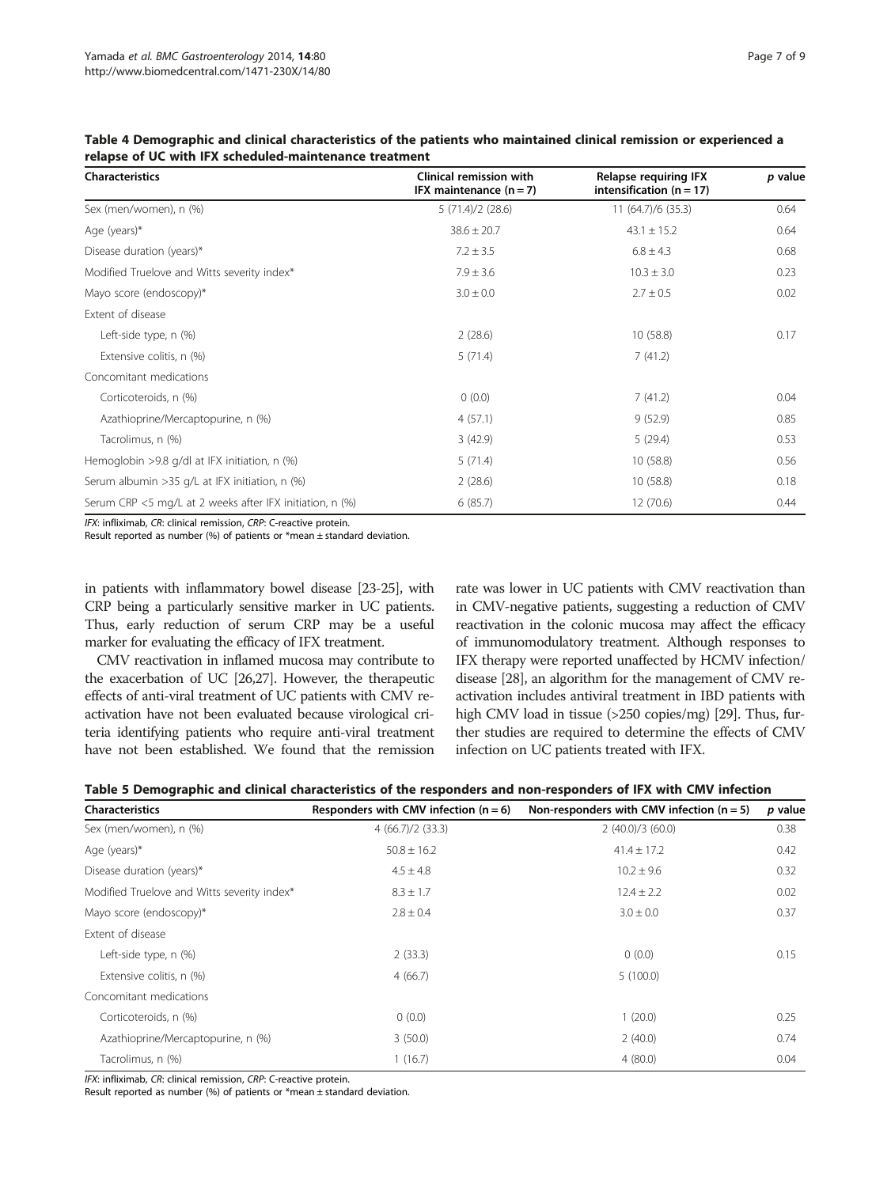**Table 4 Demographic and clinical characteristics of the patients who maintained clinical remission or experienced a relapse of UC with IFX scheduled-maintenance treatment**

| Characteristics | Clinical remission with IFX maintenance (n = 7) | Relapse requiring IFX intensification (n = 17) | *p* value |
|---|---|---|---|
| Sex (men/women), n (%) | 5 (71.4)/2 (28.6) | 11 (64.7)/6 (35.3) | 0.64 |
| Age (years)* | 38.6 ± 20.7 | 43.1 ± 15.2 | 0.64 |
| Disease duration (years)* | 7.2 ± 3.5 | 6.8 ± 4.3 | 0.68 |
| Modified Truelove and Witts severity index* | 7.9 ± 3.6 | 10.3 ± 3.0 | 0.23 |
| Mayo score (endoscopy)* | 3.0 ± 0.0 | 2.7 ± 0.5 | 0.02 |
| Extent of disease | | | |
| Left-side type, n (%) | 2 (28.6) | 10 (58.8) | 0.17 |
| Extensive colitis, n (%) | 5 (71.4) | 7 (41.2) | |
| Concomitant medications | | | |
| Corticoteroids, n (%) | 0 (0.0) | 7 (41.2) | 0.04 |
| Azathioprine/Mercaptopurine, n (%) | 4 (57.1) | 9 (52.9) | 0.85 |
| Tacrolimus, n (%) | 3 (42.9) | 5 (29.4) | 0.53 |
| Hemoglobin >9.8 g/dl at IFX initiation, n (%) | 5 (71.4) | 10 (58.8) | 0.56 |
| Serum albumin >35 g/L at IFX initiation, n (%) | 2 (28.6) | 10 (58.8) | 0.18 |
| Serum CRP <5 mg/L at 2 weeks after IFX initiation, n (%) | 6 (85.7) | 12 (70.6) | 0.44 |

*IFX*: infliximab, *CR*: clinical remission, *CRP*: C-reactive protein.
Result reported as number (%) of patients or *mean ± standard deviation.

in patients with inflammatory bowel disease [23-25], with CRP being a particularly sensitive marker in UC patients. Thus, early reduction of serum CRP may be a useful marker for evaluating the efficacy of IFX treatment.

CMV reactivation in inflamed mucosa may contribute to the exacerbation of UC [26,27]. However, the therapeutic effects of anti-viral treatment of UC patients with CMV reactivation have not been evaluated because virological criteria identifying patients who require anti-viral treatment have not been established. We found that the remission rate was lower in UC patients with CMV reactivation than in CMV-negative patients, suggesting a reduction of CMV reactivation in the colonic mucosa may affect the efficacy of immunomodulatory treatment. Although responses to IFX therapy were reported unaffected by HCMV infection/disease [28], an algorithm for the management of CMV reactivation includes antiviral treatment in IBD patients with high CMV load in tissue (>250 copies/mg) [29]. Thus, further studies are required to determine the effects of CMV infection on UC patients treated with IFX.

**Table 5 Demographic and clinical characteristics of the responders and non-responders of IFX with CMV infection**

| Characteristics | Responders with CMV infection (n = 6) | Non-responders with CMV infection (n = 5) | *p* value |
|---|---|---|---|
| Sex (men/women), n (%) | 4 (66.7)/2 (33.3) | 2 (40.0)/3 (60.0) | 0.38 |
| Age (years)* | 50.8 ± 16.2 | 41.4 ± 17.2 | 0.42 |
| Disease duration (years)* | 4.5 ± 4.8 | 10.2 ± 9.6 | 0.32 |
| Modified Truelove and Witts severity index* | 8.3 ± 1.7 | 12.4 ± 2.2 | 0.02 |
| Mayo score (endoscopy)* | 2.8 ± 0.4 | 3.0 ± 0.0 | 0.37 |
| Extent of disease | | | |
| Left-side type, n (%) | 2 (33.3) | 0 (0.0) | 0.15 |
| Extensive colitis, n (%) | 4 (66.7) | 5 (100.0) | |
| Concomitant medications | | | |
| Corticoteroids, n (%) | 0 (0.0) | 1 (20.0) | 0.25 |
| Azathioprine/Mercaptopurine, n (%) | 3 (50.0) | 2 (40.0) | 0.74 |
| Tacrolimus, n (%) | 1 (16.7) | 4 (80.0) | 0.04 |

*IFX*: infliximab, *CR*: clinical remission, *CRP*: C-reactive protein.
Result reported as number (%) of patients or *mean ± standard deviation.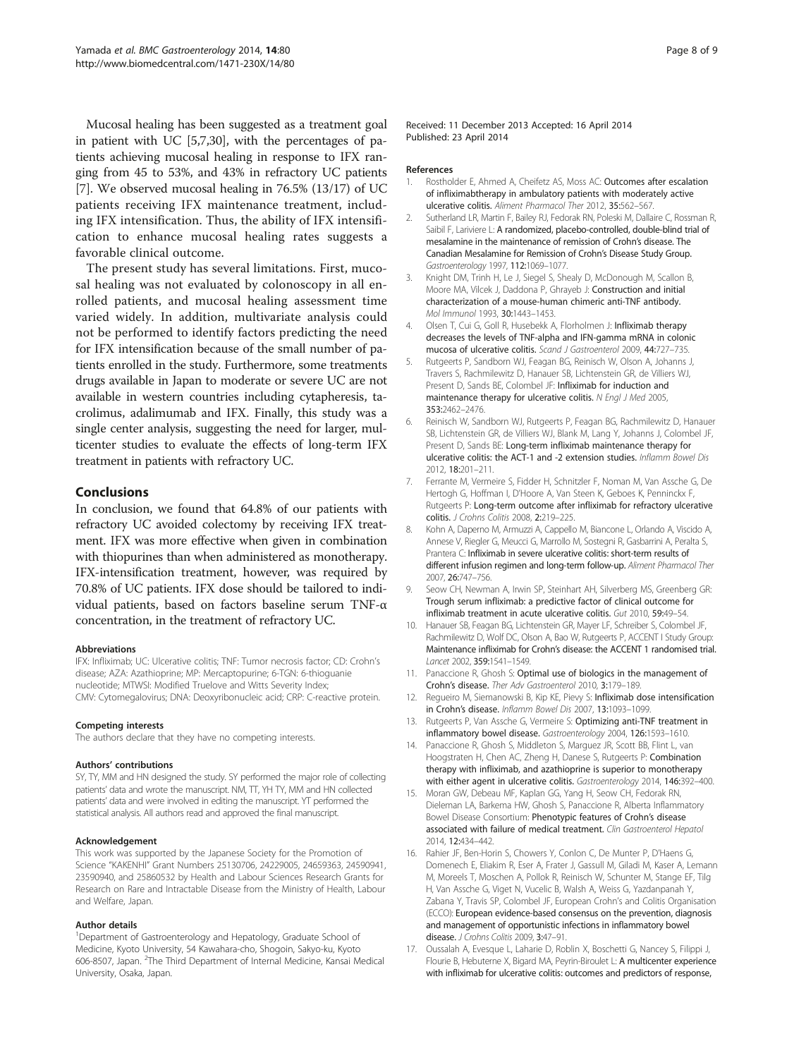Mucosal healing has been suggested as a treatment goal in patient with UC [5,7,30], with the percentages of patients achieving mucosal healing in response to IFX ranging from 45 to 53%, and 43% in refractory UC patients [7]. We observed mucosal healing in 76.5% (13/17) of UC patients receiving IFX maintenance treatment, including IFX intensification. Thus, the ability of IFX intensification to enhance mucosal healing rates suggests a favorable clinical outcome.

The present study has several limitations. First, mucosal healing was not evaluated by colonoscopy in all enrolled patients, and mucosal healing assessment time varied widely. In addition, multivariate analysis could not be performed to identify factors predicting the need for IFX intensification because of the small number of patients enrolled in the study. Furthermore, some treatments drugs available in Japan to moderate or severe UC are not available in western countries including cytapheresis, tacrolimus, adalimumab and IFX. Finally, this study was a single center analysis, suggesting the need for larger, multicenter studies to evaluate the effects of long-term IFX treatment in patients with refractory UC.

## Conclusions

In conclusion, we found that 64.8% of our patients with refractory UC avoided colectomy by receiving IFX treatment. IFX was more effective when given in combination with thiopurines than when administered as monotherapy. IFX-intensification treatment, however, was required by 70.8% of UC patients. IFX dose should be tailored to individual patients, based on factors baseline serum TNF-α concentration, in the treatment of refractory UC.

#### Abbreviations

IFX: Infliximab; UC: Ulcerative colitis; TNF: Tumor necrosis factor; CD: Crohn's disease; AZA: Azathioprine; MP: Mercaptopurine; 6-TGN: 6-thioguanie nucleotide; MTWSI: Modified Truelove and Witts Severity Index; CMV: Cytomegalovirus; DNA: Deoxyribonucleic acid; CRP: C-reactive protein.

#### Competing interests

The authors declare that they have no competing interests.

#### Authors' contributions

SY, TY, MM and HN designed the study. SY performed the major role of collecting patients' data and wrote the manuscript. NM, TT, YH TY, MM and HN collected patients' data and were involved in editing the manuscript. YT performed the statistical analysis. All authors read and approved the final manuscript.

#### Acknowledgement

This work was supported by the Japanese Society for the Promotion of Science "KAKENHI" Grant Numbers 25130706, 24229005, 24659363, 24590941, 23590940, and 25860532 by Health and Labour Sciences Research Grants for Research on Rare and Intractable Disease from the Ministry of Health, Labour and Welfare, Japan.

#### Author details

[1]Department of Gastroenterology and Hepatology, Graduate School of Medicine, Kyoto University, 54 Kawahara-cho, Shogoin, Sakyo-ku, Kyoto 606-8507, Japan. [2]The Third Department of Internal Medicine, Kansai Medical University, Osaka, Japan.

Received: 11 December 2013 Accepted: 16 April 2014
Published: 23 April 2014

#### References

1. Rostholder E, Ahmed A, Cheifetz AS, Moss AC: **Outcomes after escalation of infliximabtherapy in ambulatory patients with moderately active ulcerative colitis.** *Aliment Pharmacol Ther* 2012, **35:**562–567.
2. Sutherland LR, Martin F, Bailey RJ, Fedorak RN, Poleski M, Dallaire C, Rossman R, Saibil F, Lariviere L: **A randomized, placebo-controlled, double-blind trial of mesalamine in the maintenance of remission of Crohn's disease. The Canadian Mesalamine for Remission of Crohn's Disease Study Group.** *Gastroenterology* 1997, **112:**1069–1077.
3. Knight DM, Trinh H, Le J, Siegel S, Shealy D, McDonough M, Scallon B, Moore MA, Vilcek J, Daddona P, Ghrayeb J: **Construction and initial characterization of a mouse-human chimeric anti-TNF antibody.** *Mol Immunol* 1993, **30:**1443–1453.
4. Olsen T, Cui G, Goll R, Husebekk A, Florholmen J: **Infliximab therapy decreases the levels of TNF-alpha and IFN-gamma mRNA in colonic mucosa of ulcerative colitis.** *Scand J Gastroenterol* 2009, **44:**727–735.
5. Rutgeerts P, Sandborn WJ, Feagan BG, Reinisch W, Olson A, Johanns J, Travers S, Rachmilewitz D, Hanauer SB, Lichtenstein GR, de Villiers WJ, Present D, Sands BE, Colombel JF: **Infliximab for induction and maintenance therapy for ulcerative colitis.** *N Engl J Med* 2005, **353:**2462–2476.
6. Reinisch W, Sandborn WJ, Rutgeerts P, Feagan BG, Rachmilewitz D, Hanauer SB, Lichtenstein GR, de Villiers WJ, Blank M, Lang Y, Johanns J, Colombel JF, Present D, Sands BE: **Long-term infliximab maintenance therapy for ulcerative colitis: the ACT-1 and -2 extension studies.** *Inflamm Bowel Dis* 2012, **18:**201–211.
7. Ferrante M, Vermeire S, Fidder H, Schnitzler F, Noman M, Van Assche G, De Hertogh G, Hoffman I, D'Hoore A, Van Steen K, Geboes K, Penninckx F, Rutgeerts P: **Long-term outcome after infliximab for refractory ulcerative colitis.** *J Crohns Colitis* 2008, **2:**219–225.
8. Kohn A, Daperno M, Armuzzi A, Cappello M, Biancone L, Orlando A, Viscido A, Annese V, Riegler G, Meucci G, Marrollo M, Sostegni R, Gasbarrini A, Peralta S, Prantera C: **Infliximab in severe ulcerative colitis: short-term results of different infusion regimen and long-term follow-up.** *Aliment Pharmacol Ther* 2007, **26:**747–756.
9. Seow CH, Newman A, Irwin SP, Steinhart AH, Silverberg MS, Greenberg GR: **Trough serum infliximab: a predictive factor of clinical outcome for infliximab treatment in acute ulcerative colitis.** *Gut* 2010, **59:**49–54.
10. Hanauer SB, Feagan BG, Lichtenstein GR, Mayer LF, Schreiber S, Colombel JF, Rachmilewitz D, Wolf DC, Olson A, Bao W, Rutgeerts P, ACCENT I Study Group: **Maintenance infliximab for Crohn's disease: the ACCENT 1 randomised trial.** *Lancet* 2002, **359:**1541–1549.
11. Panaccione R, Ghosh S: **Optimal use of biologics in the management of Crohn's disease.** *Ther Adv Gastroenterol* 2010, **3:**179–189.
12. Regueiro M, Siemanowski B, Kip KE, Plevy S: **Infliximab dose intensification in Crohn's disease.** *Inflamm Bowel Dis* 2007, **13:**1093–1099.
13. Rutgeerts P, Van Assche G, Vermeire S: **Optimizing anti-TNF treatment in inflammatory bowel disease.** *Gastroenterology* 2004, **126:**1593–1610.
14. Panaccione R, Ghosh S, Middleton S, Marguez JR, Scott BB, Flint L, van Hoogstraten H, Chen AC, Zheng H, Danese S, Rutgeerts P: **Combination therapy with infliximab, and azathioprine is superior to monotherapy with either agent in ulcerative colitis.** *Gastroenterology* 2014, **146:**392–400.
15. Moran GW, Debeau MF, Kaplan GG, Yang H, Seow CH, Fedorak RN, Dieleman LA, Barkema HW, Ghosh S, Panaccione R, Alberta Inflammatory Bowel Disease Consortium: **Phenotypic features of Crohn's disease associated with failure of medical treatment.** *Clin Gastroenterol Hepatol* 2014, **12:**434–442.
16. Rahier JF, Ben-Horin S, Chowers Y, Conlon C, De Munter P, D'Haens G, Domenech E, Eliakim R, Eser A, Frater J, Gassull M, Giladi M, Kaser A, Lemann M, Moreels T, Moschen A, Pollok R, Reinisch W, Schunter M, Stange EF, Tilg H, Van Assche G, Viget N, Vucelic B, Walsh A, Weiss G, Yazdanpanah Y, Zabana Y, Travis SP, Colombel JF, European Crohn's and Colitis Organisation (ECCO): **European evidence-based consensus on the prevention, diagnosis and management of opportunistic infections in inflammatory bowel disease.** *J Crohns Colitis* 2009, **3:**47–91.
17. Oussalah A, Evesque L, Laharie D, Roblin X, Boschetti G, Nancey S, Filippi J, Flourie B, Hebuterne X, Bigard MA, Peyrin-Biroulet L: **A multicenter experience with infliximab for ulcerative colitis: outcomes and predictors of response,**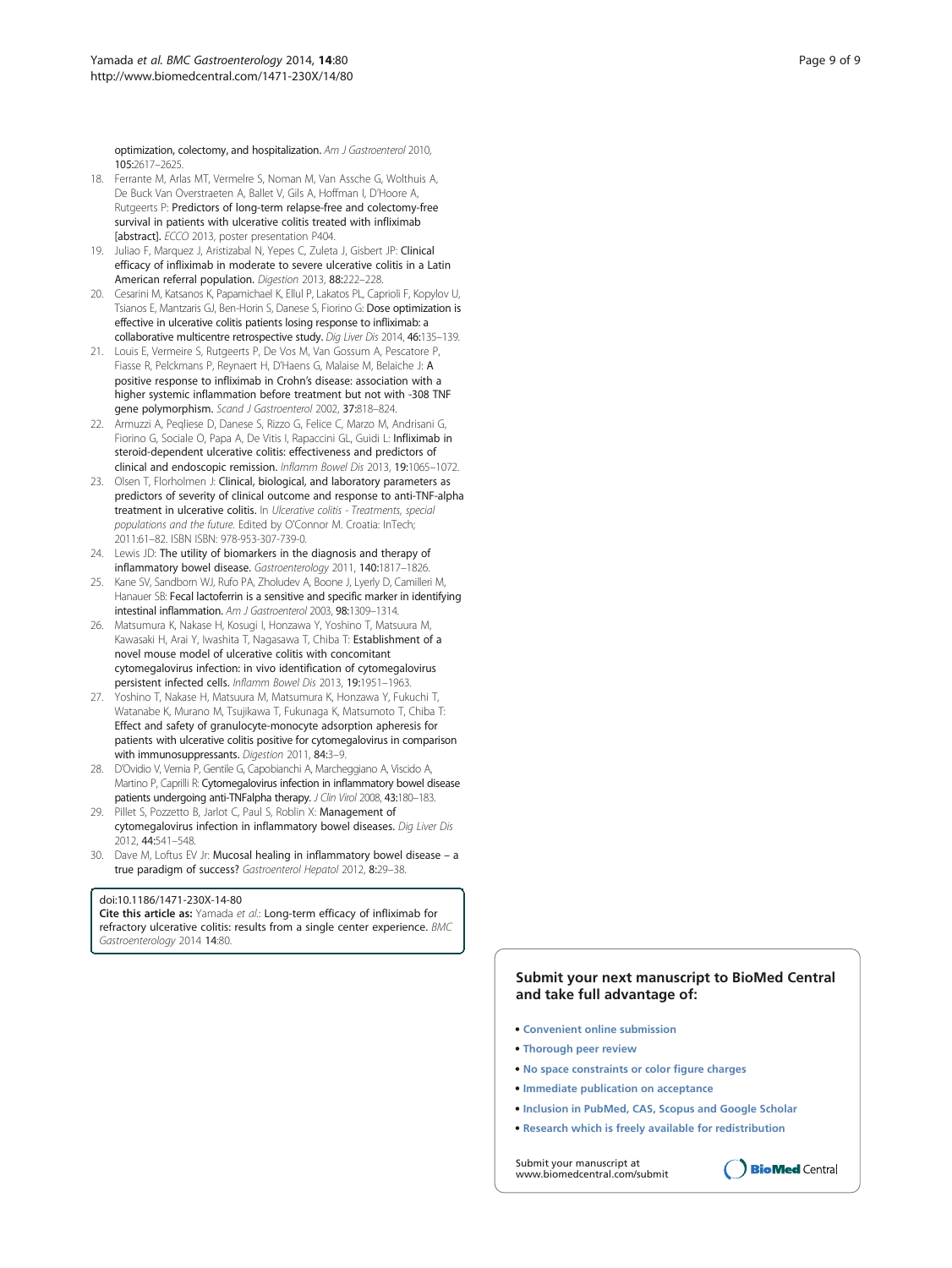optimization, colectomy, and hospitalization. *Am J Gastroenterol* 2010, **105:**2617–2625.

18. Ferrante M, Arlas MT, Vermelre S, Noman M, Van Assche G, Wolthuis A, De Buck Van Overstraeten A, Ballet V, Gils A, Hoffman I, D'Hoore A, Rutgeerts P: **Predictors of long-term relapse-free and colectomy-free survival in patients with ulcerative colitis treated with infliximab [abstract].** *ECCO* 2013, poster presentation P404.
19. Juliao F, Marquez J, Aristizabal N, Yepes C, Zuleta J, Gisbert JP: **Clinical efficacy of infliximab in moderate to severe ulcerative colitis in a Latin American referral population.** *Digestion* 2013, **88:**222–228.
20. Cesarini M, Katsanos K, Papamichael K, Ellul P, Lakatos PL, Caprioli F, Kopylov U, Tsianos E, Mantzaris GJ, Ben-Horin S, Danese S, Fiorino G: **Dose optimization is effective in ulcerative colitis patients losing response to infliximab: a collaborative multicentre retrospective study.** *Dig Liver Dis* 2014, **46:**135–139.
21. Louis E, Vermeire S, Rutgeerts P, De Vos M, Van Gossum A, Pescatore P, Fiasse R, Pelckmans P, Reynaert H, D'Haens G, Malaise M, Belaiche J: **A positive response to infliximab in Crohn's disease: association with a higher systemic inflammation before treatment but not with -308 TNF gene polymorphism.** *Scand J Gastroenterol* 2002, **37:**818–824.
22. Armuzzi A, Pegliese D, Danese S, Rizzo G, Felice C, Marzo M, Andrisani G, Fiorino G, Sociale O, Papa A, De Vitis I, Rapaccini GL, Guidi L: **Infliximab in steroid-dependent ulcerative colitis: effectiveness and predictors of clinical and endoscopic remission.** *Inflamm Bowel Dis* 2013, **19:**1065–1072.
23. Olsen T, Florholmen J: **Clinical, biological, and laboratory parameters as predictors of severity of clinical outcome and response to anti-TNF-alpha treatment in ulcerative colitis.** In *Ulcerative colitis - Treatments, special populations and the future.* Edited by O'Connor M. Croatia: InTech; 2011:61–82. ISBN ISBN: 978-953-307-739-0.
24. Lewis JD: **The utility of biomarkers in the diagnosis and therapy of inflammatory bowel disease.** *Gastroenterology* 2011, **140:**1817–1826.
25. Kane SV, Sandborn WJ, Rufo PA, Zholudev A, Boone J, Lyerly D, Camilleri M, Hanauer SB: **Fecal lactoferrin is a sensitive and specific marker in identifying intestinal inflammation.** *Am J Gastroenterol* 2003, **98:**1309–1314.
26. Matsumura K, Nakase H, Kosugi I, Honzawa Y, Yoshino T, Matsuura M, Kawasaki H, Arai Y, Iwashita T, Nagasawa T, Chiba T: **Establishment of a novel mouse model of ulcerative colitis with concomitant cytomegalovirus infection: in vivo identification of cytomegalovirus persistent infected cells.** *Inflamm Bowel Dis* 2013, **19:**1951–1963.
27. Yoshino T, Nakase H, Matsuura M, Matsumura K, Honzawa Y, Fukuchi T, Watanabe K, Murano M, Tsujikawa T, Fukunaga K, Matsumoto T, Chiba T: **Effect and safety of granulocyte-monocyte adsorption apheresis for patients with ulcerative colitis positive for cytomegalovirus in comparison with immunosuppressants.** *Digestion* 2011, **84:**3–9.
28. D'Ovidio V, Vernia P, Gentile G, Capobianchi A, Marcheggiano A, Viscido A, Martino P, Caprilli R: **Cytomegalovirus infection in inflammatory bowel disease patients undergoing anti-TNFalpha therapy.** *J Clin Virol* 2008, **43:**180–183.
29. Pillet S, Pozzetto B, Jarlot C, Paul S, Roblin X: **Management of cytomegalovirus infection in inflammatory bowel diseases.** *Dig Liver Dis* 2012, **44:**541–548.
30. Dave M, Loftus EV Jr: **Mucosal healing in inflammatory bowel disease – a true paradigm of success?** *Gastroenterol Hepatol* 2012, **8:**29–38.

doi:10.1186/1471-230X-14-80

**Cite this article as:** Yamada *et al.*: Long-term efficacy of infliximab for refractory ulcerative colitis: results from a single center experience. *BMC Gastroenterology* 2014 **14**:80.

**Submit your next manuscript to BioMed Central and take full advantage of:**

- **Convenient online submission**
- **Thorough peer review**
- **No space constraints or color figure charges**
- **Immediate publication on acceptance**
- **Inclusion in PubMed, CAS, Scopus and Google Scholar**
- **Research which is freely available for redistribution**

Submit your manuscript at www.biomedcentral.com/submit

BioMed Central